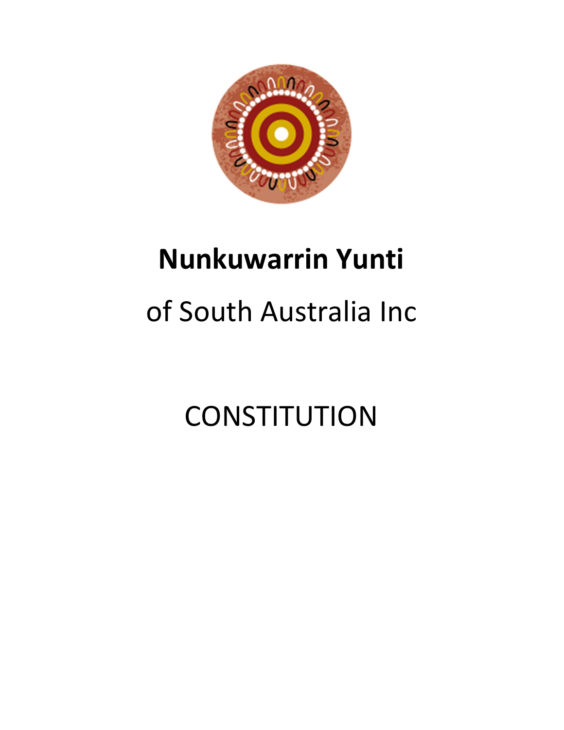# Nunkuwarrin Yunti

of South Australia Inc

CONSTITUTION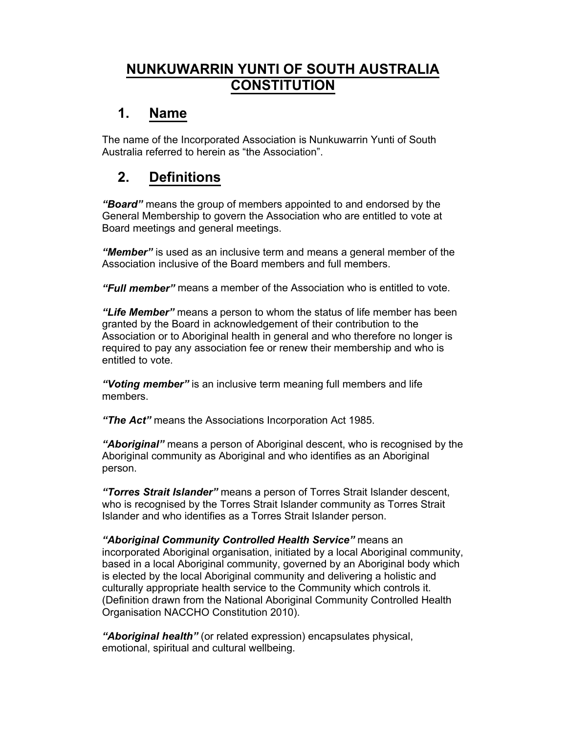# NUNKUWARRIN YUNTI OF SOUTH AUSTRALIA CONSTITUTION

## 1. Name

The name of the Incorporated Association is Nunkuwarrin Yunti of South Australia referred to herein as "the Association".

## 2. Definitions

***"Board"*** means the group of members appointed to and endorsed by the General Membership to govern the Association who are entitled to vote at Board meetings and general meetings.

***"Member"*** is used as an inclusive term and means a general member of the Association inclusive of the Board members and full members.

***"Full member"*** means a member of the Association who is entitled to vote.

***"Life Member"*** means a person to whom the status of life member has been granted by the Board in acknowledgement of their contribution to the Association or to Aboriginal health in general and who therefore no longer is required to pay any association fee or renew their membership and who is entitled to vote.

***"Voting member"*** is an inclusive term meaning full members and life members.

***"The Act"*** means the Associations Incorporation Act 1985.

***"Aboriginal"*** means a person of Aboriginal descent, who is recognised by the Aboriginal community as Aboriginal and who identifies as an Aboriginal person.

***"Torres Strait Islander"*** means a person of Torres Strait Islander descent, who is recognised by the Torres Strait Islander community as Torres Strait Islander and who identifies as a Torres Strait Islander person.

***"Aboriginal Community Controlled Health Service"*** means an incorporated Aboriginal organisation, initiated by a local Aboriginal community, based in a local Aboriginal community, governed by an Aboriginal body which is elected by the local Aboriginal community and delivering a holistic and culturally appropriate health service to the Community which controls it. (Definition drawn from the National Aboriginal Community Controlled Health Organisation NACCHO Constitution 2010).

***"Aboriginal health"*** (or related expression) encapsulates physical, emotional, spiritual and cultural wellbeing.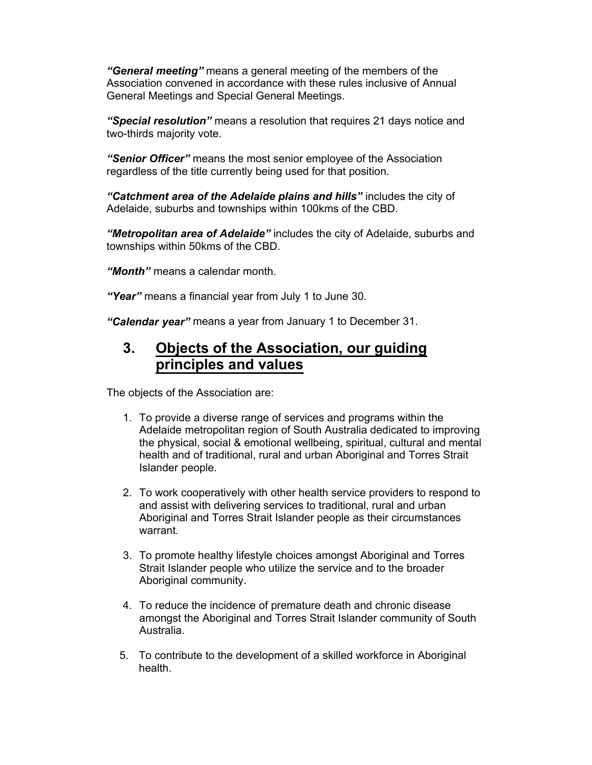***"General meeting"*** means a general meeting of the members of the Association convened in accordance with these rules inclusive of Annual General Meetings and Special General Meetings.

***"Special resolution"*** means a resolution that requires 21 days notice and two-thirds majority vote.

***"Senior Officer"*** means the most senior employee of the Association regardless of the title currently being used for that position.

***"Catchment area of the Adelaide plains and hills"*** includes the city of Adelaide, suburbs and townships within 100kms of the CBD.

***"Metropolitan area of Adelaide"*** includes the city of Adelaide, suburbs and townships within 50kms of the CBD.

***"Month"*** means a calendar month.

***"Year"*** means a financial year from July 1 to June 30.

***"Calendar year"*** means a year from January 1 to December 31.

## 3. Objects of the Association, our guiding principles and values

The objects of the Association are:

1. To provide a diverse range of services and programs within the Adelaide metropolitan region of South Australia dedicated to improving the physical, social & emotional wellbeing, spiritual, cultural and mental health and of traditional, rural and urban Aboriginal and Torres Strait Islander people.

2. To work cooperatively with other health service providers to respond to and assist with delivering services to traditional, rural and urban Aboriginal and Torres Strait Islander people as their circumstances warrant.

3. To promote healthy lifestyle choices amongst Aboriginal and Torres Strait Islander people who utilize the service and to the broader Aboriginal community.

4. To reduce the incidence of premature death and chronic disease amongst the Aboriginal and Torres Strait Islander community of South Australia.

5. To contribute to the development of a skilled workforce in Aboriginal health.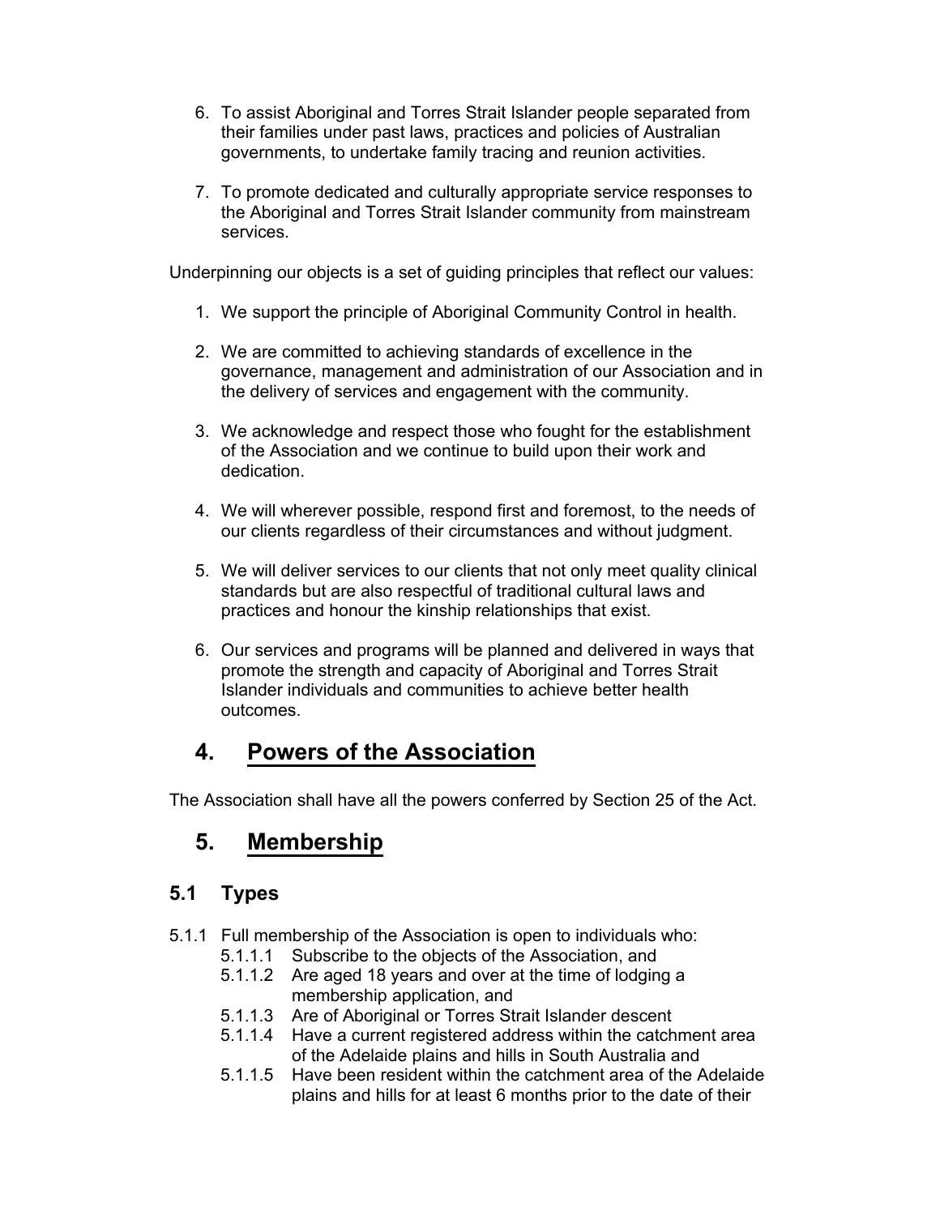6. To assist Aboriginal and Torres Strait Islander people separated from their families under past laws, practices and policies of Australian governments, to undertake family tracing and reunion activities.

7. To promote dedicated and culturally appropriate service responses to the Aboriginal and Torres Strait Islander community from mainstream services.

Underpinning our objects is a set of guiding principles that reflect our values:

1. We support the principle of Aboriginal Community Control in health.

2. We are committed to achieving standards of excellence in the governance, management and administration of our Association and in the delivery of services and engagement with the community.

3. We acknowledge and respect those who fought for the establishment of the Association and we continue to build upon their work and dedication.

4. We will wherever possible, respond first and foremost, to the needs of our clients regardless of their circumstances and without judgment.

5. We will deliver services to our clients that not only meet quality clinical standards but are also respectful of traditional cultural laws and practices and honour the kinship relationships that exist.

6. Our services and programs will be planned and delivered in ways that promote the strength and capacity of Aboriginal and Torres Strait Islander individuals and communities to achieve better health outcomes.

## 4. Powers of the Association

The Association shall have all the powers conferred by Section 25 of the Act.

## 5. Membership

### 5.1 Types

5.1.1 Full membership of the Association is open to individuals who:

- 5.1.1.1 Subscribe to the objects of the Association, and
- 5.1.1.2 Are aged 18 years and over at the time of lodging a membership application, and
- 5.1.1.3 Are of Aboriginal or Torres Strait Islander descent
- 5.1.1.4 Have a current registered address within the catchment area of the Adelaide plains and hills in South Australia and
- 5.1.1.5 Have been resident within the catchment area of the Adelaide plains and hills for at least 6 months prior to the date of their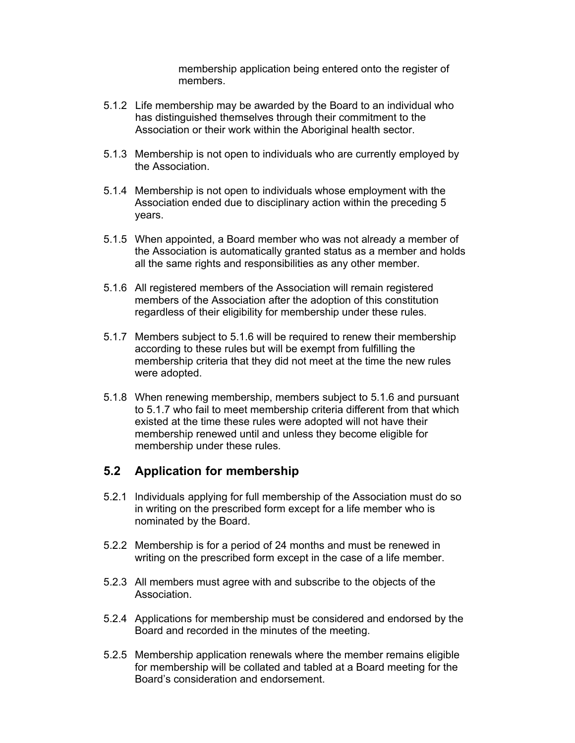membership application being entered onto the register of members.

5.1.2 Life membership may be awarded by the Board to an individual who has distinguished themselves through their commitment to the Association or their work within the Aboriginal health sector.

5.1.3 Membership is not open to individuals who are currently employed by the Association.

5.1.4 Membership is not open to individuals whose employment with the Association ended due to disciplinary action within the preceding 5 years.

5.1.5 When appointed, a Board member who was not already a member of the Association is automatically granted status as a member and holds all the same rights and responsibilities as any other member.

5.1.6 All registered members of the Association will remain registered members of the Association after the adoption of this constitution regardless of their eligibility for membership under these rules.

5.1.7 Members subject to 5.1.6 will be required to renew their membership according to these rules but will be exempt from fulfilling the membership criteria that they did not meet at the time the new rules were adopted.

5.1.8 When renewing membership, members subject to 5.1.6 and pursuant to 5.1.7 who fail to meet membership criteria different from that which existed at the time these rules were adopted will not have their membership renewed until and unless they become eligible for membership under these rules.

## 5.2 Application for membership

5.2.1 Individuals applying for full membership of the Association must do so in writing on the prescribed form except for a life member who is nominated by the Board.

5.2.2 Membership is for a period of 24 months and must be renewed in writing on the prescribed form except in the case of a life member.

5.2.3 All members must agree with and subscribe to the objects of the Association.

5.2.4 Applications for membership must be considered and endorsed by the Board and recorded in the minutes of the meeting.

5.2.5 Membership application renewals where the member remains eligible for membership will be collated and tabled at a Board meeting for the Board's consideration and endorsement.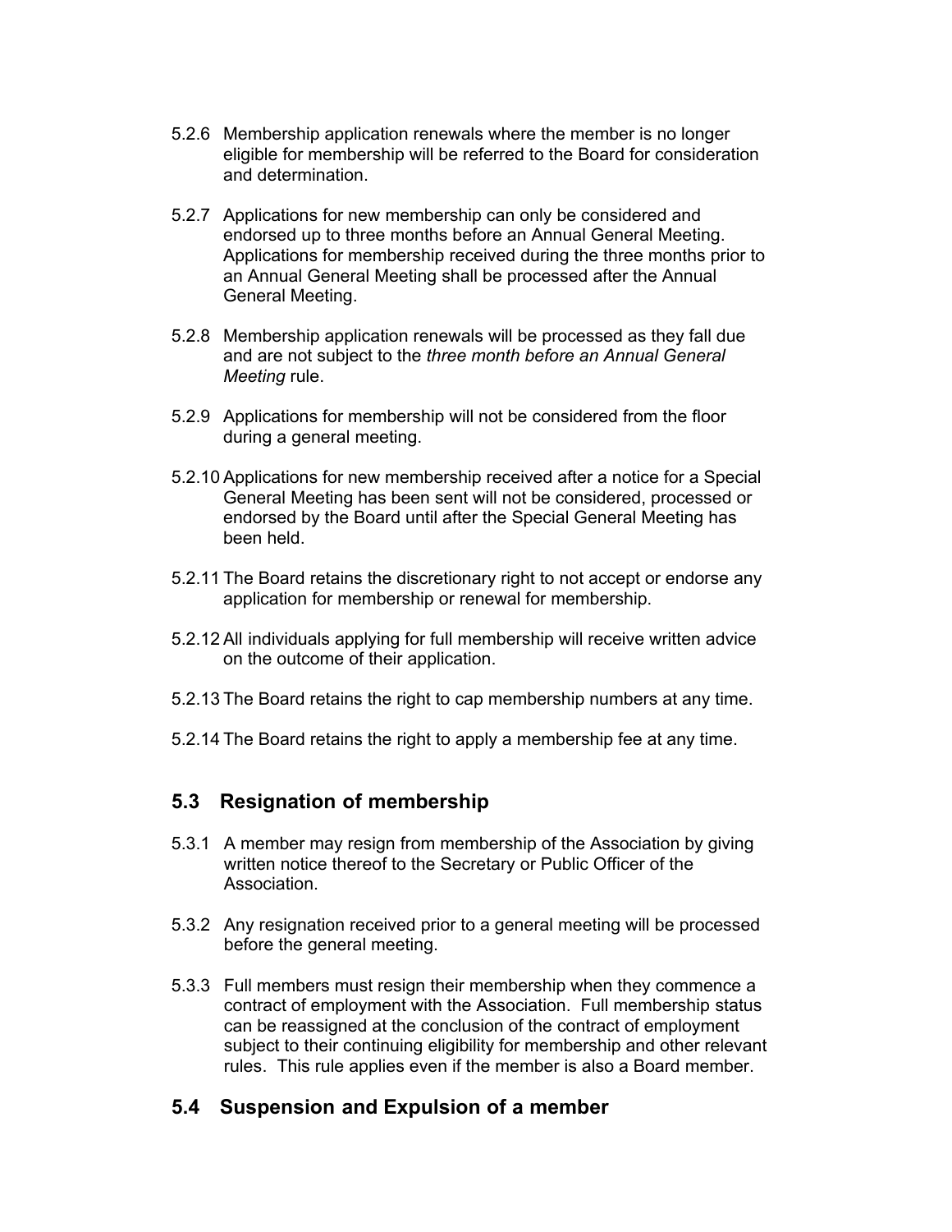5.2.6 Membership application renewals where the member is no longer eligible for membership will be referred to the Board for consideration and determination.

5.2.7 Applications for new membership can only be considered and endorsed up to three months before an Annual General Meeting. Applications for membership received during the three months prior to an Annual General Meeting shall be processed after the Annual General Meeting.

5.2.8 Membership application renewals will be processed as they fall due and are not subject to the *three month before an Annual General Meeting* rule.

5.2.9 Applications for membership will not be considered from the floor during a general meeting.

5.2.10 Applications for new membership received after a notice for a Special General Meeting has been sent will not be considered, processed or endorsed by the Board until after the Special General Meeting has been held.

5.2.11 The Board retains the discretionary right to not accept or endorse any application for membership or renewal for membership.

5.2.12 All individuals applying for full membership will receive written advice on the outcome of their application.

5.2.13 The Board retains the right to cap membership numbers at any time.

5.2.14 The Board retains the right to apply a membership fee at any time.

## 5.3 Resignation of membership

5.3.1 A member may resign from membership of the Association by giving written notice thereof to the Secretary or Public Officer of the Association.

5.3.2 Any resignation received prior to a general meeting will be processed before the general meeting.

5.3.3 Full members must resign their membership when they commence a contract of employment with the Association. Full membership status can be reassigned at the conclusion of the contract of employment subject to their continuing eligibility for membership and other relevant rules. This rule applies even if the member is also a Board member.

## 5.4 Suspension and Expulsion of a member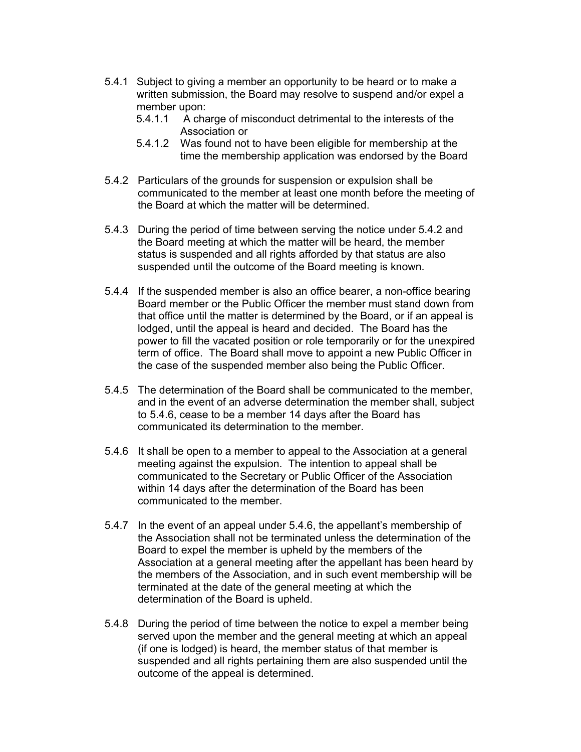5.4.1 Subject to giving a member an opportunity to be heard or to make a written submission, the Board may resolve to suspend and/or expel a member upon:

  5.4.1.1 A charge of misconduct detrimental to the interests of the Association or

  5.4.1.2 Was found not to have been eligible for membership at the time the membership application was endorsed by the Board

5.4.2 Particulars of the grounds for suspension or expulsion shall be communicated to the member at least one month before the meeting of the Board at which the matter will be determined.

5.4.3 During the period of time between serving the notice under 5.4.2 and the Board meeting at which the matter will be heard, the member status is suspended and all rights afforded by that status are also suspended until the outcome of the Board meeting is known.

5.4.4 If the suspended member is also an office bearer, a non-office bearing Board member or the Public Officer the member must stand down from that office until the matter is determined by the Board, or if an appeal is lodged, until the appeal is heard and decided. The Board has the power to fill the vacated position or role temporarily or for the unexpired term of office. The Board shall move to appoint a new Public Officer in the case of the suspended member also being the Public Officer.

5.4.5 The determination of the Board shall be communicated to the member, and in the event of an adverse determination the member shall, subject to 5.4.6, cease to be a member 14 days after the Board has communicated its determination to the member.

5.4.6 It shall be open to a member to appeal to the Association at a general meeting against the expulsion. The intention to appeal shall be communicated to the Secretary or Public Officer of the Association within 14 days after the determination of the Board has been communicated to the member.

5.4.7 In the event of an appeal under 5.4.6, the appellant's membership of the Association shall not be terminated unless the determination of the Board to expel the member is upheld by the members of the Association at a general meeting after the appellant has been heard by the members of the Association, and in such event membership will be terminated at the date of the general meeting at which the determination of the Board is upheld.

5.4.8 During the period of time between the notice to expel a member being served upon the member and the general meeting at which an appeal (if one is lodged) is heard, the member status of that member is suspended and all rights pertaining them are also suspended until the outcome of the appeal is determined.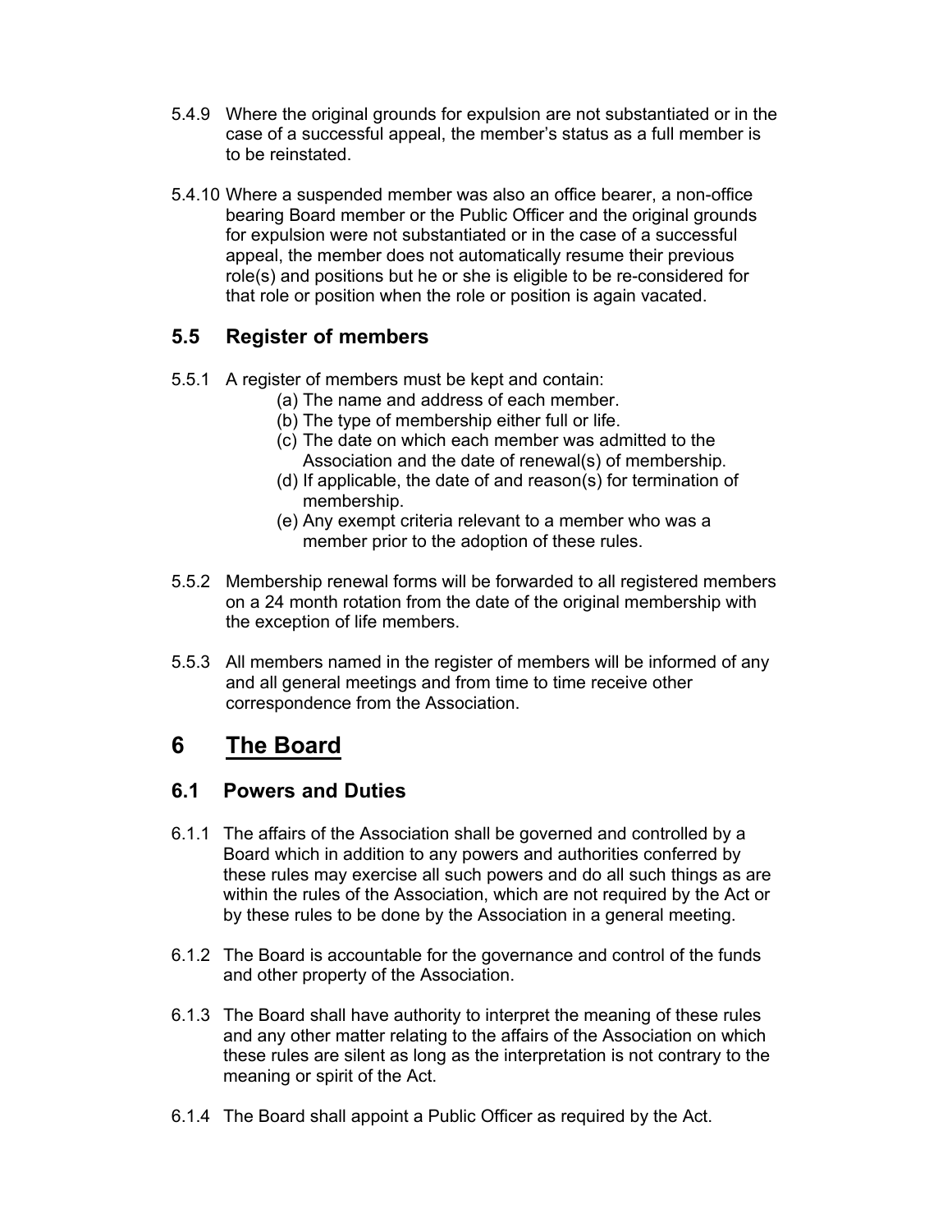5.4.9 Where the original grounds for expulsion are not substantiated or in the case of a successful appeal, the member's status as a full member is to be reinstated.

5.4.10 Where a suspended member was also an office bearer, a non-office bearing Board member or the Public Officer and the original grounds for expulsion were not substantiated or in the case of a successful appeal, the member does not automatically resume their previous role(s) and positions but he or she is eligible to be re-considered for that role or position when the role or position is again vacated.

### 5.5 Register of members

5.5.1 A register of members must be kept and contain:

(a) The name and address of each member.
(b) The type of membership either full or life.
(c) The date on which each member was admitted to the Association and the date of renewal(s) of membership.
(d) If applicable, the date of and reason(s) for termination of membership.
(e) Any exempt criteria relevant to a member who was a member prior to the adoption of these rules.

5.5.2 Membership renewal forms will be forwarded to all registered members on a 24 month rotation from the date of the original membership with the exception of life members.

5.5.3 All members named in the register of members will be informed of any and all general meetings and from time to time receive other correspondence from the Association.

## 6 The Board

### 6.1 Powers and Duties

6.1.1 The affairs of the Association shall be governed and controlled by a Board which in addition to any powers and authorities conferred by these rules may exercise all such powers and do all such things as are within the rules of the Association, which are not required by the Act or by these rules to be done by the Association in a general meeting.

6.1.2 The Board is accountable for the governance and control of the funds and other property of the Association.

6.1.3 The Board shall have authority to interpret the meaning of these rules and any other matter relating to the affairs of the Association on which these rules are silent as long as the interpretation is not contrary to the meaning or spirit of the Act.

6.1.4 The Board shall appoint a Public Officer as required by the Act.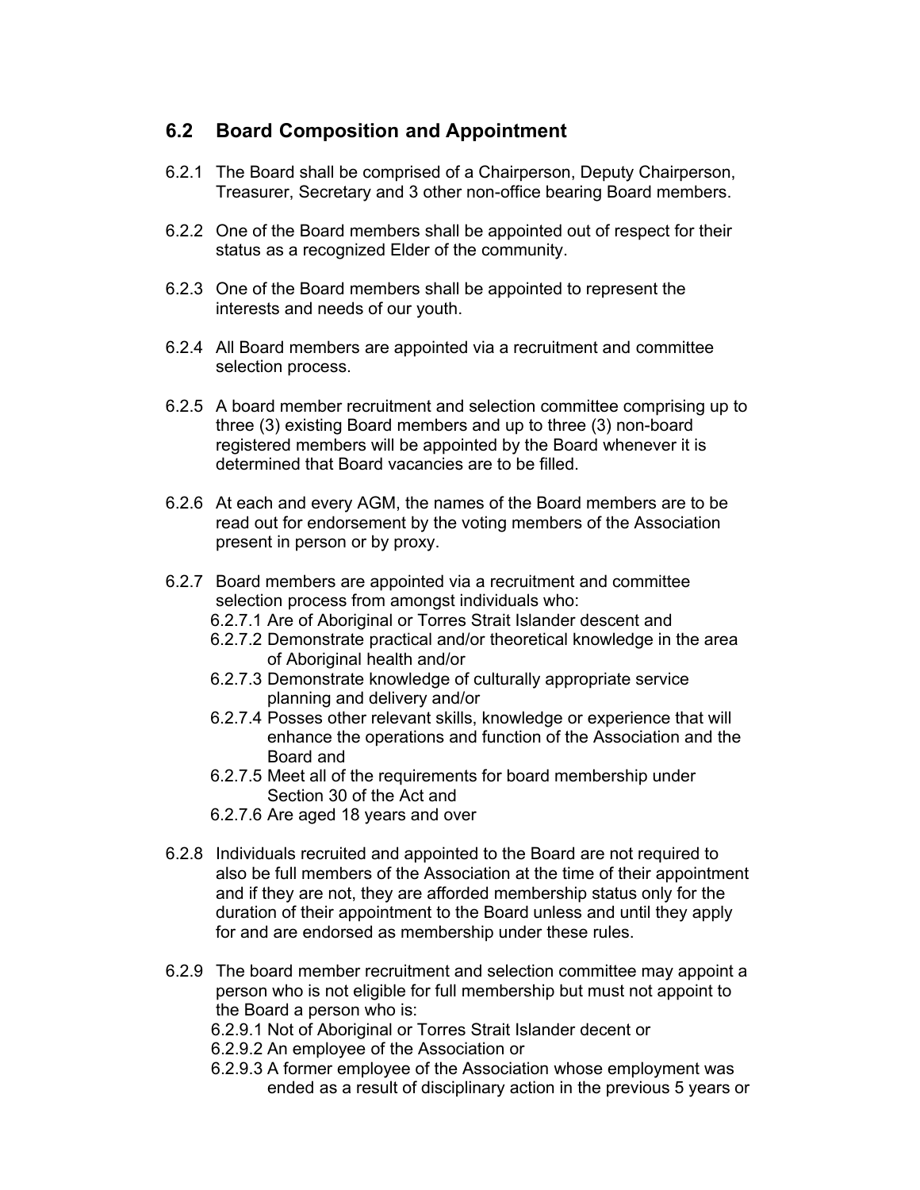## 6.2 Board Composition and Appointment

6.2.1 The Board shall be comprised of a Chairperson, Deputy Chairperson, Treasurer, Secretary and 3 other non-office bearing Board members.

6.2.2 One of the Board members shall be appointed out of respect for their status as a recognized Elder of the community.

6.2.3 One of the Board members shall be appointed to represent the interests and needs of our youth.

6.2.4 All Board members are appointed via a recruitment and committee selection process.

6.2.5 A board member recruitment and selection committee comprising up to three (3) existing Board members and up to three (3) non-board registered members will be appointed by the Board whenever it is determined that Board vacancies are to be filled.

6.2.6 At each and every AGM, the names of the Board members are to be read out for endorsement by the voting members of the Association present in person or by proxy.

6.2.7 Board members are appointed via a recruitment and committee selection process from amongst individuals who:

- 6.2.7.1 Are of Aboriginal or Torres Strait Islander descent and
- 6.2.7.2 Demonstrate practical and/or theoretical knowledge in the area of Aboriginal health and/or
- 6.2.7.3 Demonstrate knowledge of culturally appropriate service planning and delivery and/or
- 6.2.7.4 Posses other relevant skills, knowledge or experience that will enhance the operations and function of the Association and the Board and
- 6.2.7.5 Meet all of the requirements for board membership under Section 30 of the Act and
- 6.2.7.6 Are aged 18 years and over

6.2.8 Individuals recruited and appointed to the Board are not required to also be full members of the Association at the time of their appointment and if they are not, they are afforded membership status only for the duration of their appointment to the Board unless and until they apply for and are endorsed as membership under these rules.

6.2.9 The board member recruitment and selection committee may appoint a person who is not eligible for full membership but must not appoint to the Board a person who is:

- 6.2.9.1 Not of Aboriginal or Torres Strait Islander decent or
- 6.2.9.2 An employee of the Association or
- 6.2.9.3 A former employee of the Association whose employment was ended as a result of disciplinary action in the previous 5 years or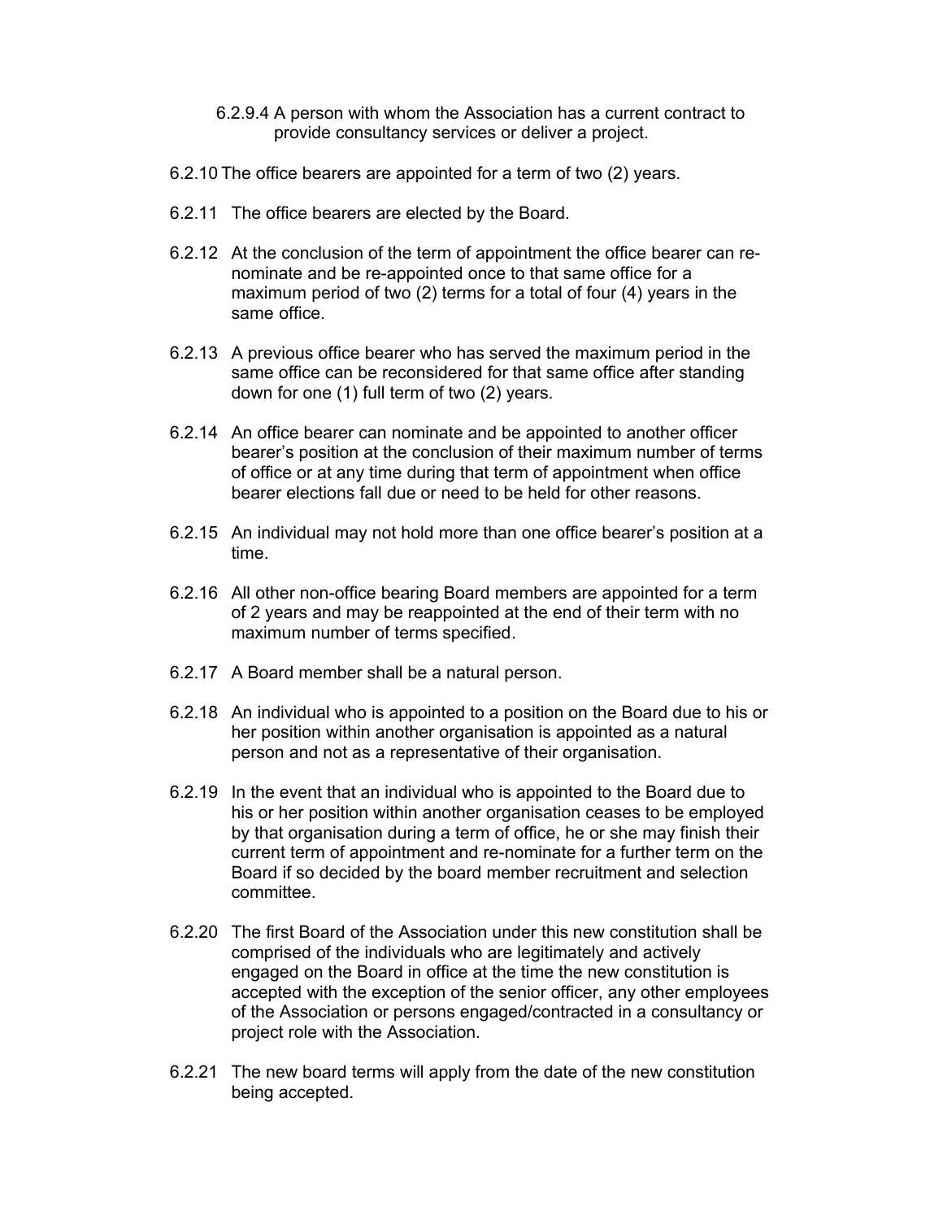6.2.9.4 A person with whom the Association has a current contract to provide consultancy services or deliver a project.

6.2.10 The office bearers are appointed for a term of two (2) years.

6.2.11 The office bearers are elected by the Board.

6.2.12 At the conclusion of the term of appointment the office bearer can re-nominate and be re-appointed once to that same office for a maximum period of two (2) terms for a total of four (4) years in the same office.

6.2.13 A previous office bearer who has served the maximum period in the same office can be reconsidered for that same office after standing down for one (1) full term of two (2) years.

6.2.14 An office bearer can nominate and be appointed to another officer bearer's position at the conclusion of their maximum number of terms of office or at any time during that term of appointment when office bearer elections fall due or need to be held for other reasons.

6.2.15 An individual may not hold more than one office bearer's position at a time.

6.2.16 All other non-office bearing Board members are appointed for a term of 2 years and may be reappointed at the end of their term with no maximum number of terms specified.

6.2.17 A Board member shall be a natural person.

6.2.18 An individual who is appointed to a position on the Board due to his or her position within another organisation is appointed as a natural person and not as a representative of their organisation.

6.2.19 In the event that an individual who is appointed to the Board due to his or her position within another organisation ceases to be employed by that organisation during a term of office, he or she may finish their current term of appointment and re-nominate for a further term on the Board if so decided by the board member recruitment and selection committee.

6.2.20 The first Board of the Association under this new constitution shall be comprised of the individuals who are legitimately and actively engaged on the Board in office at the time the new constitution is accepted with the exception of the senior officer, any other employees of the Association or persons engaged/contracted in a consultancy or project role with the Association.

6.2.21 The new board terms will apply from the date of the new constitution being accepted.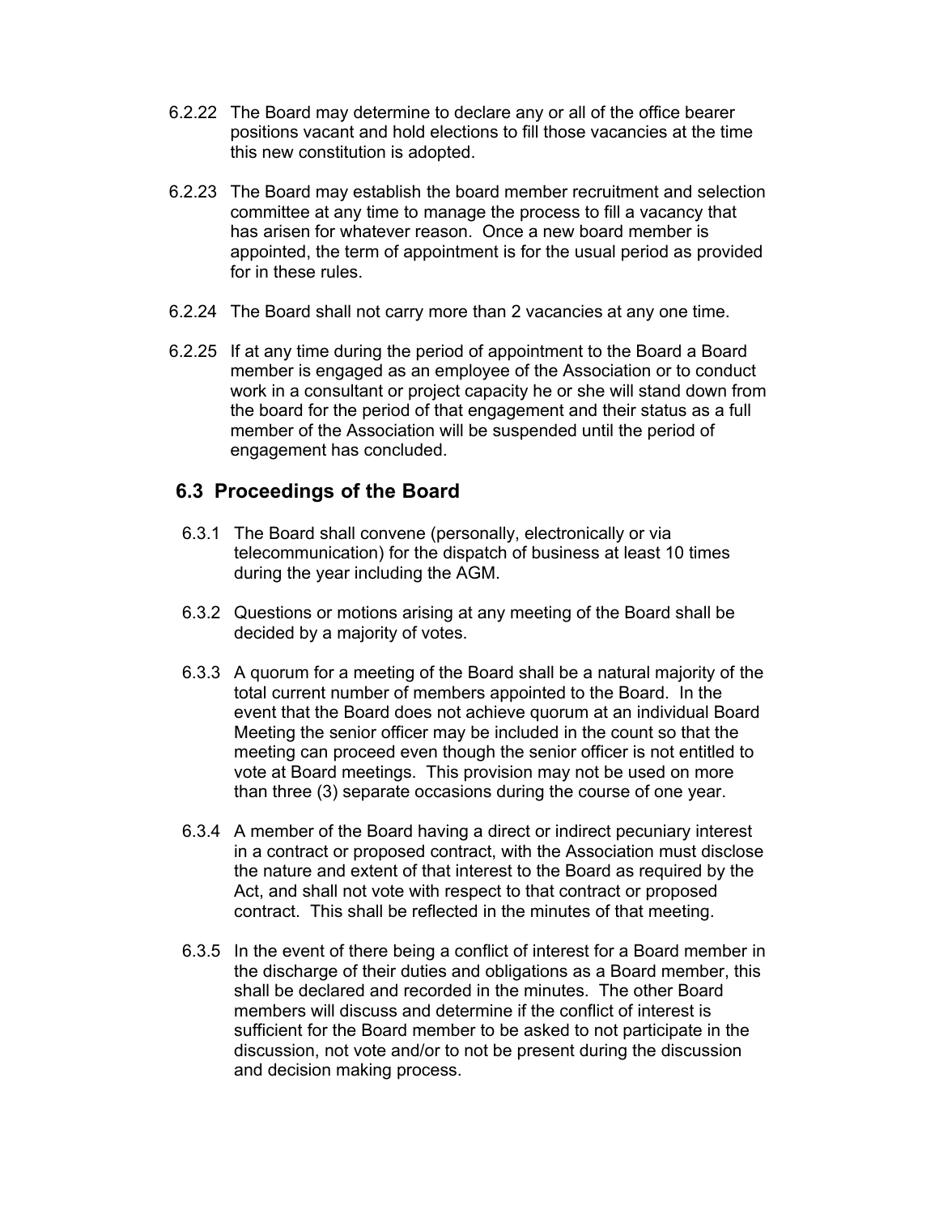6.2.22 The Board may determine to declare any or all of the office bearer positions vacant and hold elections to fill those vacancies at the time this new constitution is adopted.

6.2.23 The Board may establish the board member recruitment and selection committee at any time to manage the process to fill a vacancy that has arisen for whatever reason. Once a new board member is appointed, the term of appointment is for the usual period as provided for in these rules.

6.2.24 The Board shall not carry more than 2 vacancies at any one time.

6.2.25 If at any time during the period of appointment to the Board a Board member is engaged as an employee of the Association or to conduct work in a consultant or project capacity he or she will stand down from the board for the period of that engagement and their status as a full member of the Association will be suspended until the period of engagement has concluded.

## 6.3 Proceedings of the Board

6.3.1 The Board shall convene (personally, electronically or via telecommunication) for the dispatch of business at least 10 times during the year including the AGM.

6.3.2 Questions or motions arising at any meeting of the Board shall be decided by a majority of votes.

6.3.3 A quorum for a meeting of the Board shall be a natural majority of the total current number of members appointed to the Board. In the event that the Board does not achieve quorum at an individual Board Meeting the senior officer may be included in the count so that the meeting can proceed even though the senior officer is not entitled to vote at Board meetings. This provision may not be used on more than three (3) separate occasions during the course of one year.

6.3.4 A member of the Board having a direct or indirect pecuniary interest in a contract or proposed contract, with the Association must disclose the nature and extent of that interest to the Board as required by the Act, and shall not vote with respect to that contract or proposed contract. This shall be reflected in the minutes of that meeting.

6.3.5 In the event of there being a conflict of interest for a Board member in the discharge of their duties and obligations as a Board member, this shall be declared and recorded in the minutes. The other Board members will discuss and determine if the conflict of interest is sufficient for the Board member to be asked to not participate in the discussion, not vote and/or to not be present during the discussion and decision making process.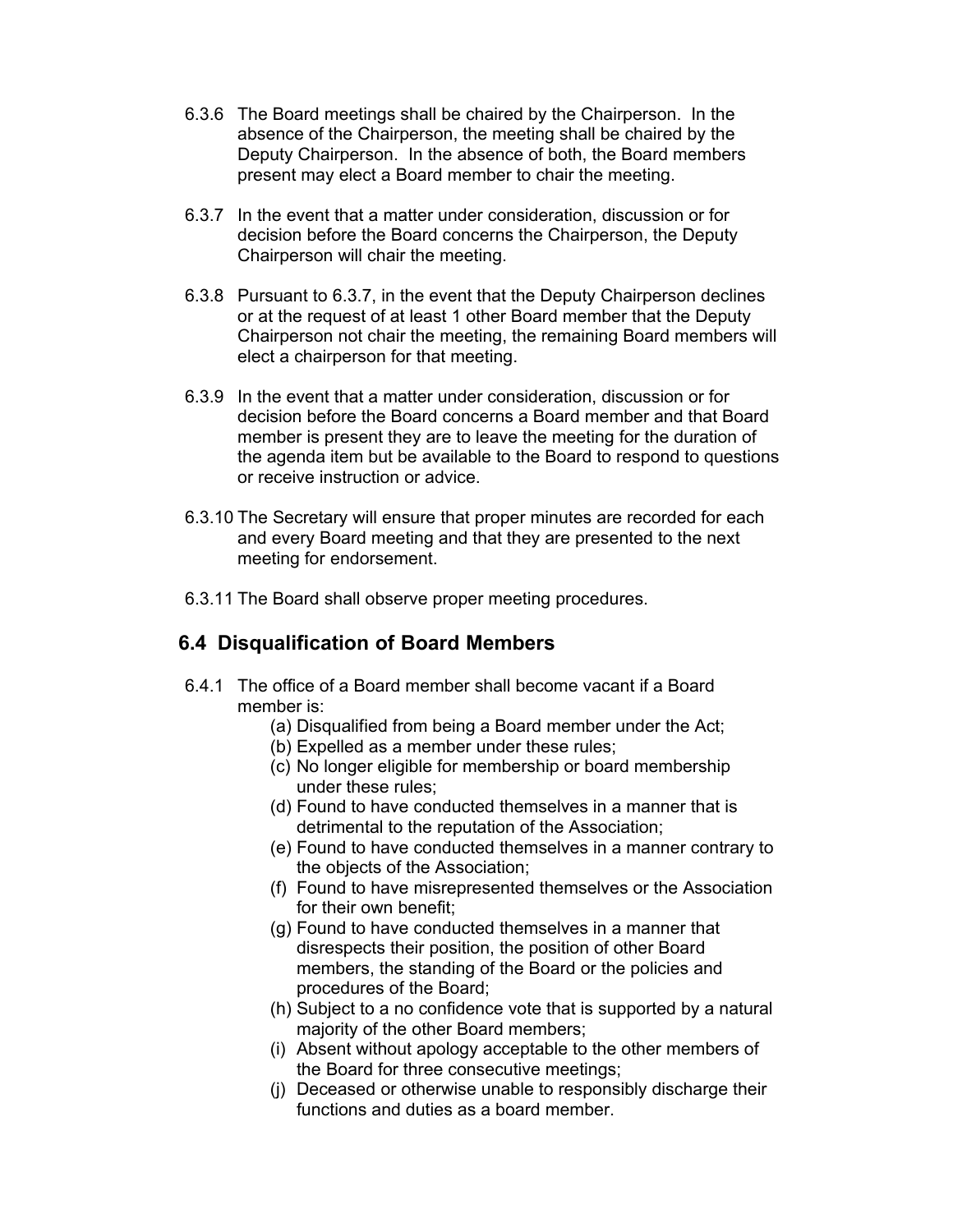6.3.6 The Board meetings shall be chaired by the Chairperson. In the absence of the Chairperson, the meeting shall be chaired by the Deputy Chairperson. In the absence of both, the Board members present may elect a Board member to chair the meeting.

6.3.7 In the event that a matter under consideration, discussion or for decision before the Board concerns the Chairperson, the Deputy Chairperson will chair the meeting.

6.3.8 Pursuant to 6.3.7, in the event that the Deputy Chairperson declines or at the request of at least 1 other Board member that the Deputy Chairperson not chair the meeting, the remaining Board members will elect a chairperson for that meeting.

6.3.9 In the event that a matter under consideration, discussion or for decision before the Board concerns a Board member and that Board member is present they are to leave the meeting for the duration of the agenda item but be available to the Board to respond to questions or receive instruction or advice.

6.3.10 The Secretary will ensure that proper minutes are recorded for each and every Board meeting and that they are presented to the next meeting for endorsement.

6.3.11 The Board shall observe proper meeting procedures.

## 6.4 Disqualification of Board Members

6.4.1 The office of a Board member shall become vacant if a Board member is:

- (a) Disqualified from being a Board member under the Act;
- (b) Expelled as a member under these rules;
- (c) No longer eligible for membership or board membership under these rules;
- (d) Found to have conducted themselves in a manner that is detrimental to the reputation of the Association;
- (e) Found to have conducted themselves in a manner contrary to the objects of the Association;
- (f) Found to have misrepresented themselves or the Association for their own benefit;
- (g) Found to have conducted themselves in a manner that disrespects their position, the position of other Board members, the standing of the Board or the policies and procedures of the Board;
- (h) Subject to a no confidence vote that is supported by a natural majority of the other Board members;
- (i) Absent without apology acceptable to the other members of the Board for three consecutive meetings;
- (j) Deceased or otherwise unable to responsibly discharge their functions and duties as a board member.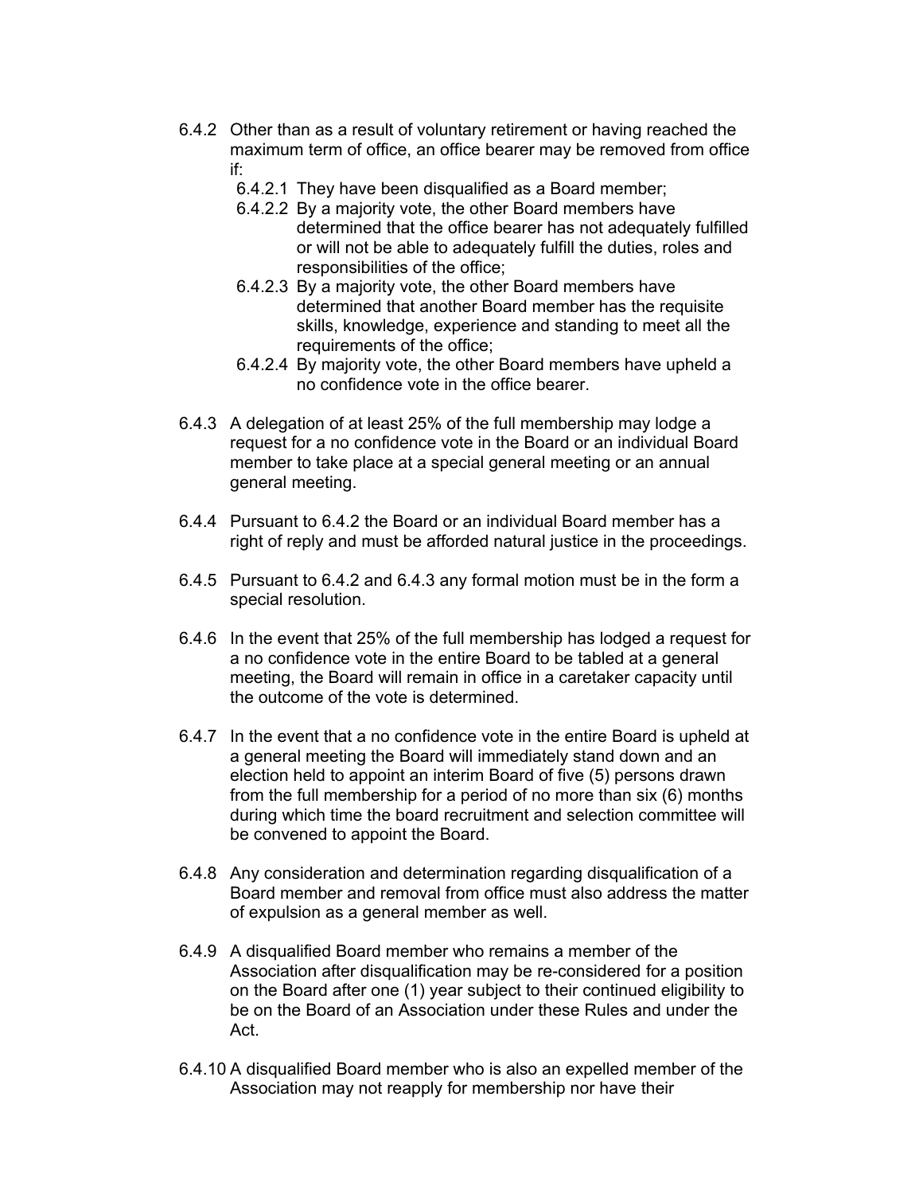6.4.2 Other than as a result of voluntary retirement or having reached the maximum term of office, an office bearer may be removed from office if:

- 6.4.2.1 They have been disqualified as a Board member;
- 6.4.2.2 By a majority vote, the other Board members have determined that the office bearer has not adequately fulfilled or will not be able to adequately fulfill the duties, roles and responsibilities of the office;
- 6.4.2.3 By a majority vote, the other Board members have determined that another Board member has the requisite skills, knowledge, experience and standing to meet all the requirements of the office;
- 6.4.2.4 By majority vote, the other Board members have upheld a no confidence vote in the office bearer.

6.4.3 A delegation of at least 25% of the full membership may lodge a request for a no confidence vote in the Board or an individual Board member to take place at a special general meeting or an annual general meeting.

6.4.4 Pursuant to 6.4.2 the Board or an individual Board member has a right of reply and must be afforded natural justice in the proceedings.

6.4.5 Pursuant to 6.4.2 and 6.4.3 any formal motion must be in the form a special resolution.

6.4.6 In the event that 25% of the full membership has lodged a request for a no confidence vote in the entire Board to be tabled at a general meeting, the Board will remain in office in a caretaker capacity until the outcome of the vote is determined.

6.4.7 In the event that a no confidence vote in the entire Board is upheld at a general meeting the Board will immediately stand down and an election held to appoint an interim Board of five (5) persons drawn from the full membership for a period of no more than six (6) months during which time the board recruitment and selection committee will be convened to appoint the Board.

6.4.8 Any consideration and determination regarding disqualification of a Board member and removal from office must also address the matter of expulsion as a general member as well.

6.4.9 A disqualified Board member who remains a member of the Association after disqualification may be re-considered for a position on the Board after one (1) year subject to their continued eligibility to be on the Board of an Association under these Rules and under the Act.

6.4.10 A disqualified Board member who is also an expelled member of the Association may not reapply for membership nor have their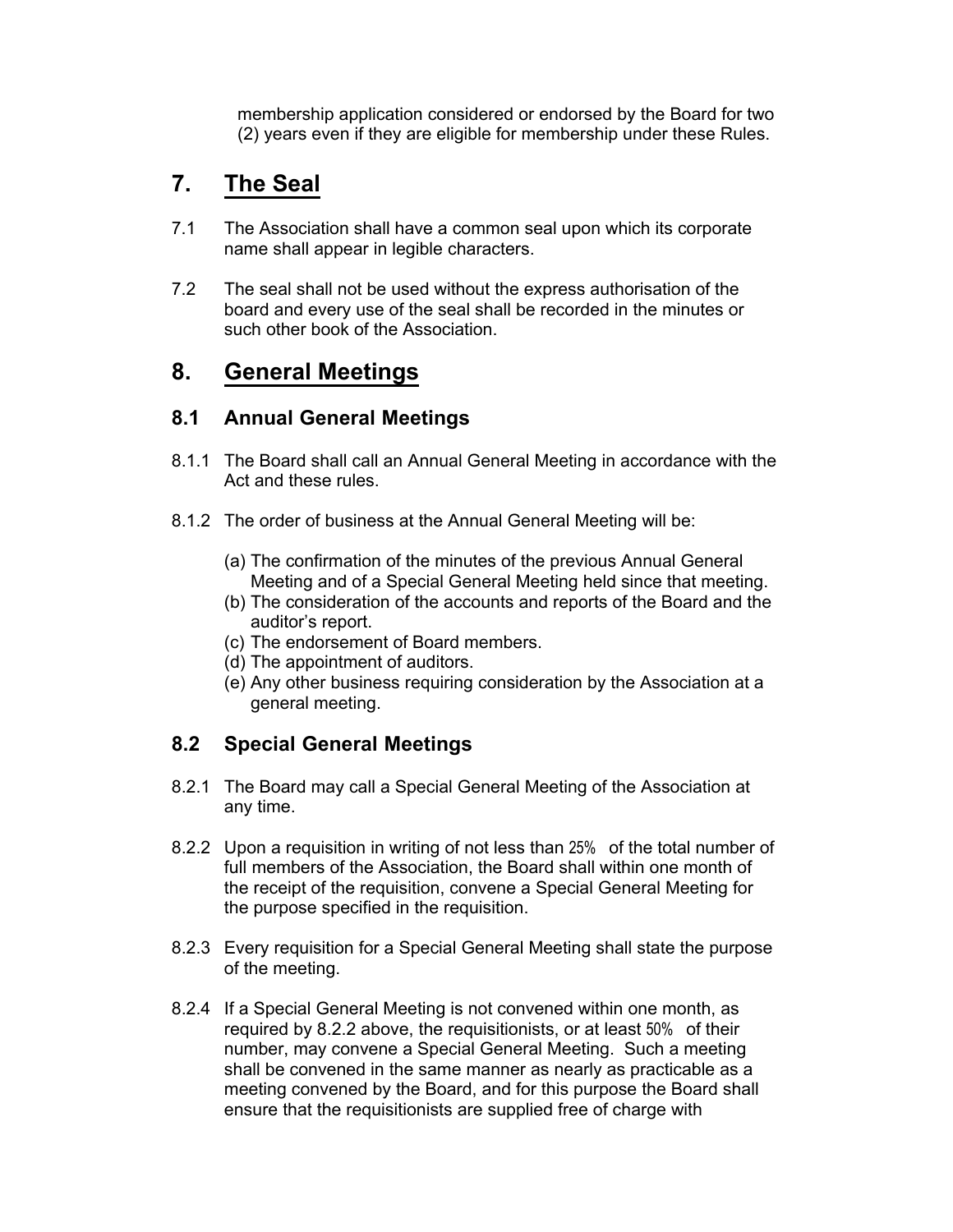membership application considered or endorsed by the Board for two (2) years even if they are eligible for membership under these Rules.

# 7. The Seal

7.1 The Association shall have a common seal upon which its corporate name shall appear in legible characters.

7.2 The seal shall not be used without the express authorisation of the board and every use of the seal shall be recorded in the minutes or such other book of the Association.

# 8. General Meetings

## 8.1 Annual General Meetings

8.1.1 The Board shall call an Annual General Meeting in accordance with the Act and these rules.

8.1.2 The order of business at the Annual General Meeting will be:

(a) The confirmation of the minutes of the previous Annual General Meeting and of a Special General Meeting held since that meeting.
(b) The consideration of the accounts and reports of the Board and the auditor's report.
(c) The endorsement of Board members.
(d) The appointment of auditors.
(e) Any other business requiring consideration by the Association at a general meeting.

## 8.2 Special General Meetings

8.2.1 The Board may call a Special General Meeting of the Association at any time.

8.2.2 Upon a requisition in writing of not less than 25% of the total number of full members of the Association, the Board shall within one month of the receipt of the requisition, convene a Special General Meeting for the purpose specified in the requisition.

8.2.3 Every requisition for a Special General Meeting shall state the purpose of the meeting.

8.2.4 If a Special General Meeting is not convened within one month, as required by 8.2.2 above, the requisitionists, or at least 50% of their number, may convene a Special General Meeting. Such a meeting shall be convened in the same manner as nearly as practicable as a meeting convened by the Board, and for this purpose the Board shall ensure that the requisitionists are supplied free of charge with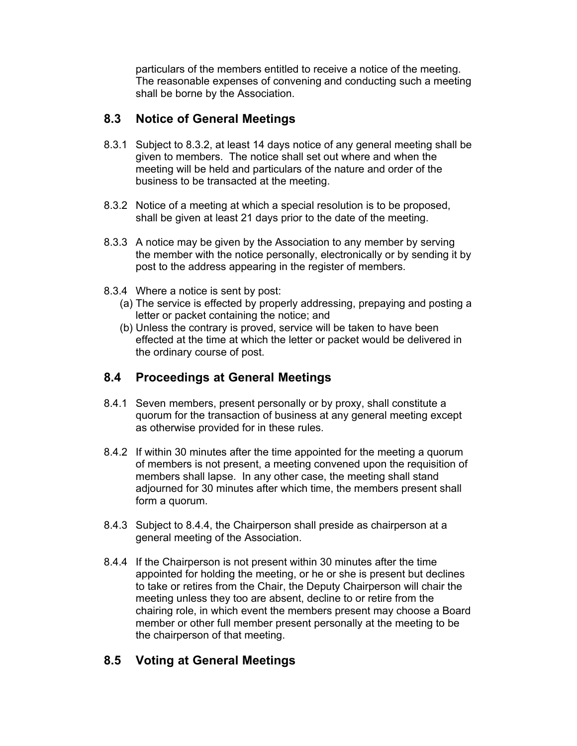particulars of the members entitled to receive a notice of the meeting. The reasonable expenses of convening and conducting such a meeting shall be borne by the Association.

## 8.3 Notice of General Meetings

8.3.1 Subject to 8.3.2, at least 14 days notice of any general meeting shall be given to members. The notice shall set out where and when the meeting will be held and particulars of the nature and order of the business to be transacted at the meeting.

8.3.2 Notice of a meeting at which a special resolution is to be proposed, shall be given at least 21 days prior to the date of the meeting.

8.3.3 A notice may be given by the Association to any member by serving the member with the notice personally, electronically or by sending it by post to the address appearing in the register of members.

8.3.4 Where a notice is sent by post:

(a) The service is effected by properly addressing, prepaying and posting a letter or packet containing the notice; and

(b) Unless the contrary is proved, service will be taken to have been effected at the time at which the letter or packet would be delivered in the ordinary course of post.

## 8.4 Proceedings at General Meetings

8.4.1 Seven members, present personally or by proxy, shall constitute a quorum for the transaction of business at any general meeting except as otherwise provided for in these rules.

8.4.2 If within 30 minutes after the time appointed for the meeting a quorum of members is not present, a meeting convened upon the requisition of members shall lapse. In any other case, the meeting shall stand adjourned for 30 minutes after which time, the members present shall form a quorum.

8.4.3 Subject to 8.4.4, the Chairperson shall preside as chairperson at a general meeting of the Association.

8.4.4 If the Chairperson is not present within 30 minutes after the time appointed for holding the meeting, or he or she is present but declines to take or retires from the Chair, the Deputy Chairperson will chair the meeting unless they too are absent, decline to or retire from the chairing role, in which event the members present may choose a Board member or other full member present personally at the meeting to be the chairperson of that meeting.

## 8.5 Voting at General Meetings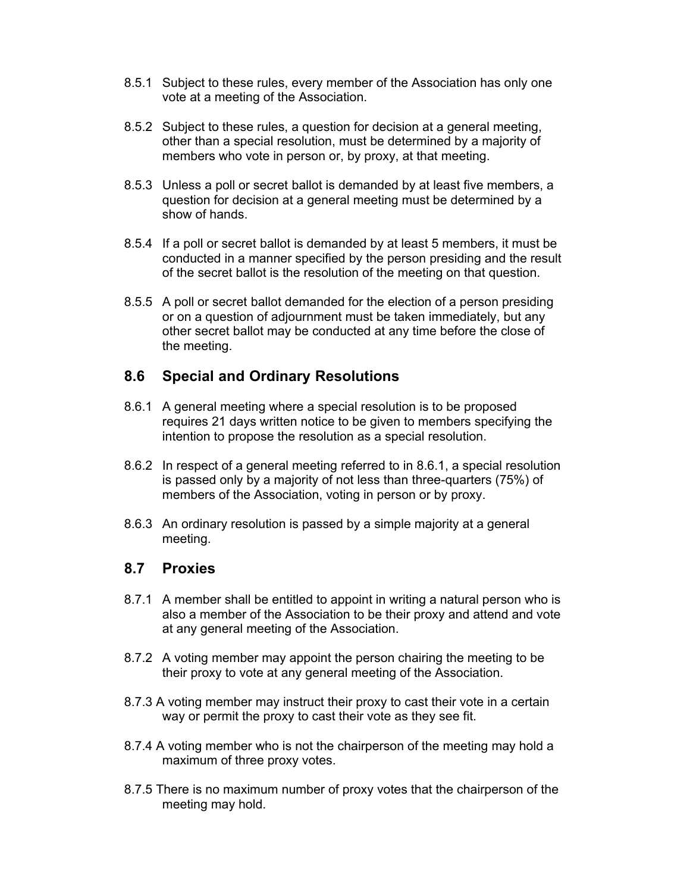8.5.1 Subject to these rules, every member of the Association has only one vote at a meeting of the Association.

8.5.2 Subject to these rules, a question for decision at a general meeting, other than a special resolution, must be determined by a majority of members who vote in person or, by proxy, at that meeting.

8.5.3 Unless a poll or secret ballot is demanded by at least five members, a question for decision at a general meeting must be determined by a show of hands.

8.5.4 If a poll or secret ballot is demanded by at least 5 members, it must be conducted in a manner specified by the person presiding and the result of the secret ballot is the resolution of the meeting on that question.

8.5.5 A poll or secret ballot demanded for the election of a person presiding or on a question of adjournment must be taken immediately, but any other secret ballot may be conducted at any time before the close of the meeting.

## 8.6 Special and Ordinary Resolutions

8.6.1 A general meeting where a special resolution is to be proposed requires 21 days written notice to be given to members specifying the intention to propose the resolution as a special resolution.

8.6.2 In respect of a general meeting referred to in 8.6.1, a special resolution is passed only by a majority of not less than three-quarters (75%) of members of the Association, voting in person or by proxy.

8.6.3 An ordinary resolution is passed by a simple majority at a general meeting.

## 8.7 Proxies

8.7.1 A member shall be entitled to appoint in writing a natural person who is also a member of the Association to be their proxy and attend and vote at any general meeting of the Association.

8.7.2 A voting member may appoint the person chairing the meeting to be their proxy to vote at any general meeting of the Association.

8.7.3 A voting member may instruct their proxy to cast their vote in a certain way or permit the proxy to cast their vote as they see fit.

8.7.4 A voting member who is not the chairperson of the meeting may hold a maximum of three proxy votes.

8.7.5 There is no maximum number of proxy votes that the chairperson of the meeting may hold.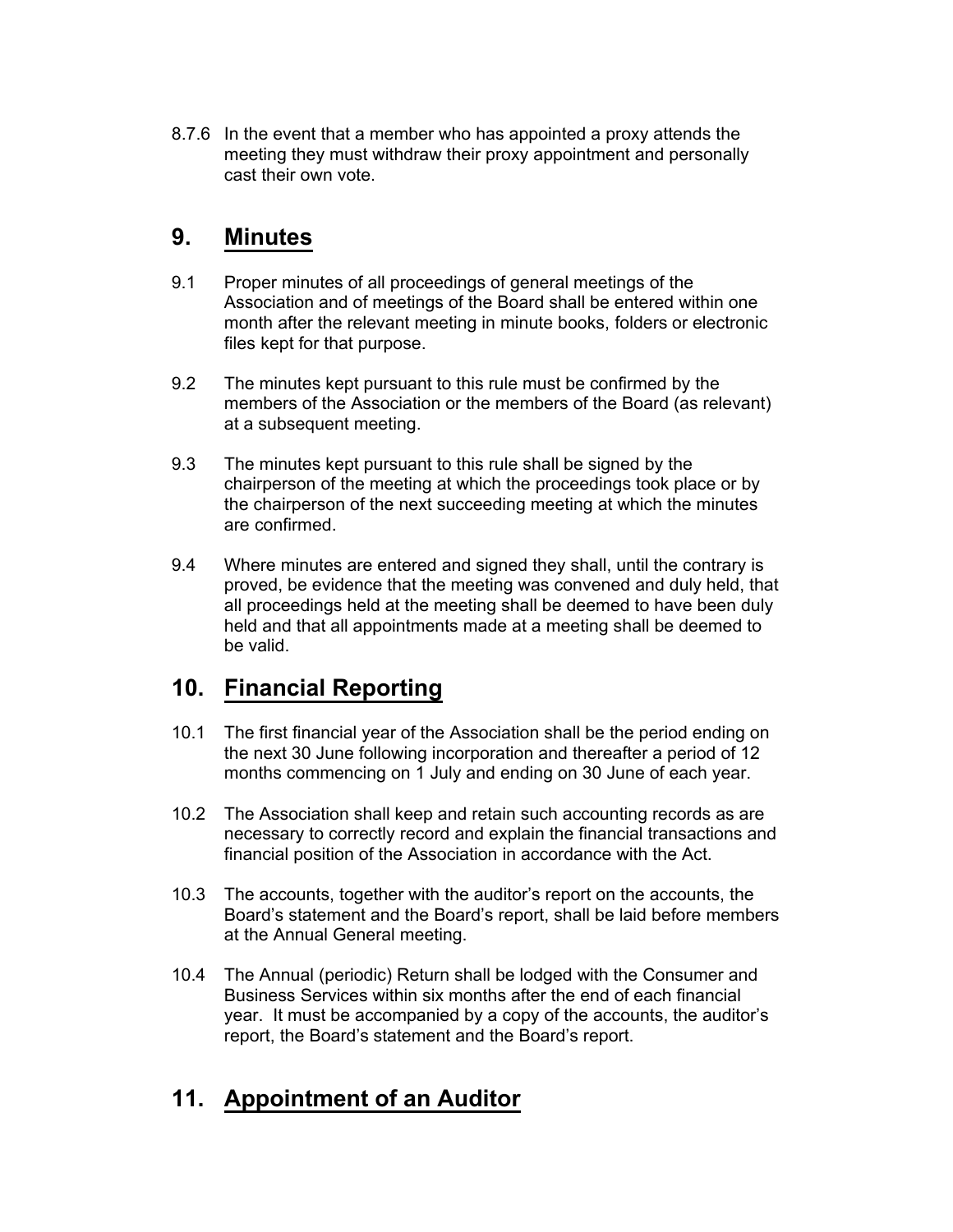8.7.6 In the event that a member who has appointed a proxy attends the meeting they must withdraw their proxy appointment and personally cast their own vote.

## 9. Minutes

9.1 Proper minutes of all proceedings of general meetings of the Association and of meetings of the Board shall be entered within one month after the relevant meeting in minute books, folders or electronic files kept for that purpose.

9.2 The minutes kept pursuant to this rule must be confirmed by the members of the Association or the members of the Board (as relevant) at a subsequent meeting.

9.3 The minutes kept pursuant to this rule shall be signed by the chairperson of the meeting at which the proceedings took place or by the chairperson of the next succeeding meeting at which the minutes are confirmed.

9.4 Where minutes are entered and signed they shall, until the contrary is proved, be evidence that the meeting was convened and duly held, that all proceedings held at the meeting shall be deemed to have been duly held and that all appointments made at a meeting shall be deemed to be valid.

## 10. Financial Reporting

10.1 The first financial year of the Association shall be the period ending on the next 30 June following incorporation and thereafter a period of 12 months commencing on 1 July and ending on 30 June of each year.

10.2 The Association shall keep and retain such accounting records as are necessary to correctly record and explain the financial transactions and financial position of the Association in accordance with the Act.

10.3 The accounts, together with the auditor's report on the accounts, the Board's statement and the Board's report, shall be laid before members at the Annual General meeting.

10.4 The Annual (periodic) Return shall be lodged with the Consumer and Business Services within six months after the end of each financial year. It must be accompanied by a copy of the accounts, the auditor's report, the Board's statement and the Board's report.

## 11. Appointment of an Auditor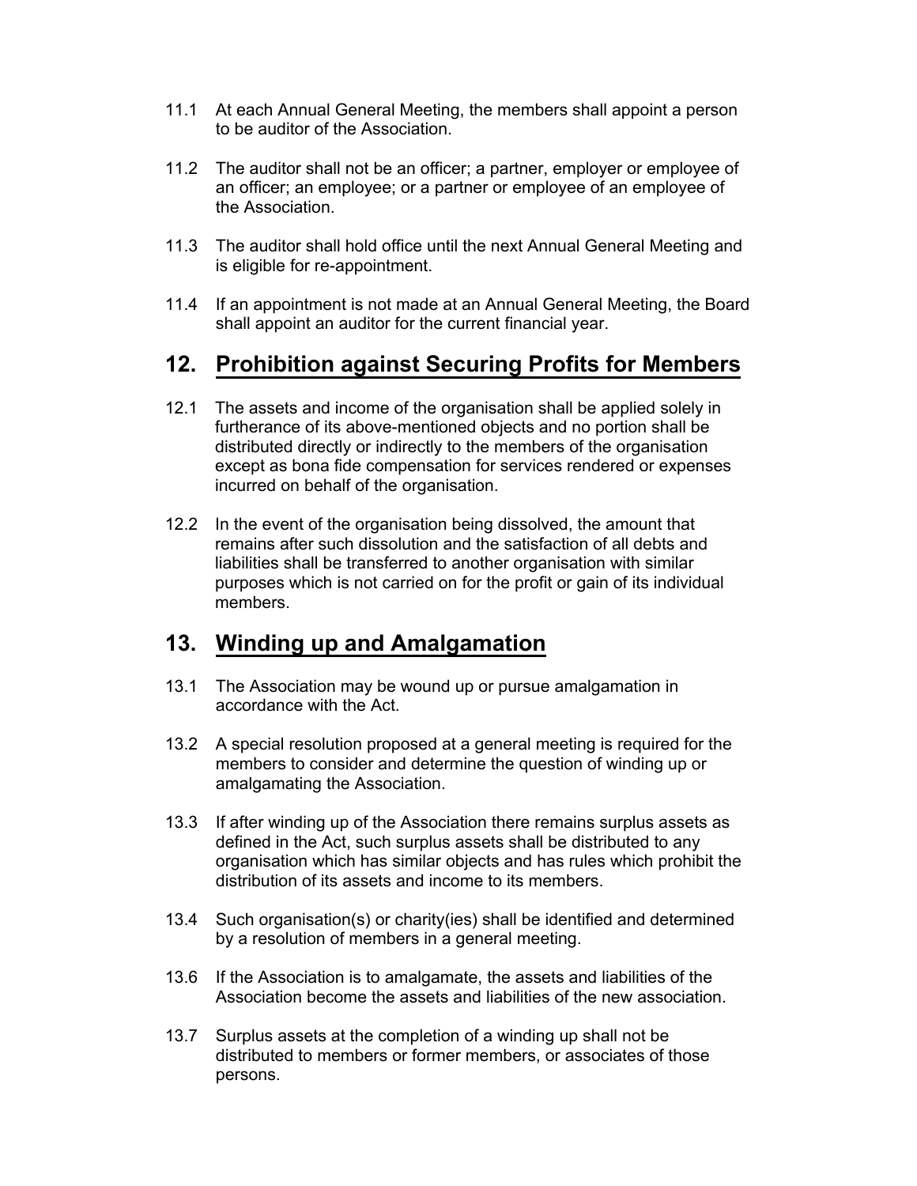11.1 At each Annual General Meeting, the members shall appoint a person to be auditor of the Association.

11.2 The auditor shall not be an officer; a partner, employer or employee of an officer; an employee; or a partner or employee of an employee of the Association.

11.3 The auditor shall hold office until the next Annual General Meeting and is eligible for re-appointment.

11.4 If an appointment is not made at an Annual General Meeting, the Board shall appoint an auditor for the current financial year.

## 12. Prohibition against Securing Profits for Members

12.1 The assets and income of the organisation shall be applied solely in furtherance of its above-mentioned objects and no portion shall be distributed directly or indirectly to the members of the organisation except as bona fide compensation for services rendered or expenses incurred on behalf of the organisation.

12.2 In the event of the organisation being dissolved, the amount that remains after such dissolution and the satisfaction of all debts and liabilities shall be transferred to another organisation with similar purposes which is not carried on for the profit or gain of its individual members.

## 13. Winding up and Amalgamation

13.1 The Association may be wound up or pursue amalgamation in accordance with the Act.

13.2 A special resolution proposed at a general meeting is required for the members to consider and determine the question of winding up or amalgamating the Association.

13.3 If after winding up of the Association there remains surplus assets as defined in the Act, such surplus assets shall be distributed to any organisation which has similar objects and has rules which prohibit the distribution of its assets and income to its members.

13.4 Such organisation(s) or charity(ies) shall be identified and determined by a resolution of members in a general meeting.

13.6 If the Association is to amalgamate, the assets and liabilities of the Association become the assets and liabilities of the new association.

13.7 Surplus assets at the completion of a winding up shall not be distributed to members or former members, or associates of those persons.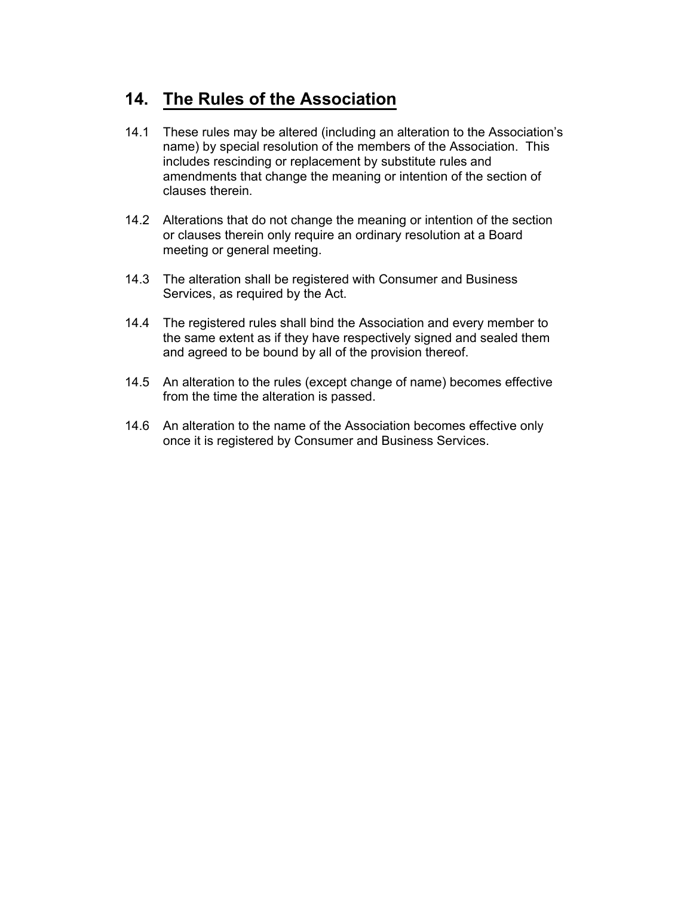## 14. The Rules of the Association

14.1 These rules may be altered (including an alteration to the Association's name) by special resolution of the members of the Association. This includes rescinding or replacement by substitute rules and amendments that change the meaning or intention of the section of clauses therein.

14.2 Alterations that do not change the meaning or intention of the section or clauses therein only require an ordinary resolution at a Board meeting or general meeting.

14.3 The alteration shall be registered with Consumer and Business Services, as required by the Act.

14.4 The registered rules shall bind the Association and every member to the same extent as if they have respectively signed and sealed them and agreed to be bound by all of the provision thereof.

14.5 An alteration to the rules (except change of name) becomes effective from the time the alteration is passed.

14.6 An alteration to the name of the Association becomes effective only once it is registered by Consumer and Business Services.